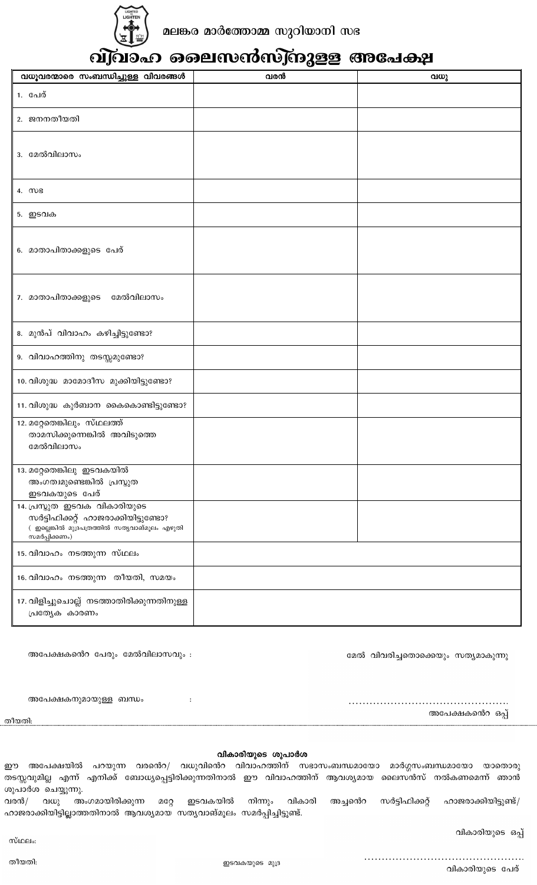മലങ്കര മാർത്തോമ്മ സുറിയാനി സഭ

# വിവാഹ ലൈസൻസിനുള്ള അപേക്ഷ

| വധൂവരന്മാരെ സംബന്ധിച്ചുള്ള വിവരങ്ങൾ | വരൻ | വധു |
|---|---|---|
| 1. പേര് | | |
| 2. ജനനതീയതി | | |
| 3. മേൽവിലാസം | | |
| 4. സഭ | | |
| 5. ഇടവക | | |
| 6. മാതാപിതാക്കളുടെ പേര് | | |
| 7. മാതാപിതാക്കളുടെ മേൽവിലാസം | | |
| 8. മുൻപ് വിവാഹം കഴിച്ചിട്ടുണ്ടോ? | | |
| 9. വിവാഹത്തിനു തടസ്സമുണ്ടോ? | | |
| 10. വിശുദ്ധ മാമോദീസ മുക്കിയിട്ടുണ്ടോ? | | |
| 11. വിശുദ്ധ കുർബാന കൈകൊണ്ടിട്ടുണ്ടോ? | | |
| 12. മറ്റേതെങ്കിലും സ്ഥലത്ത് താമസിക്കുന്നെങ്കിൽ അവിടുത്തെ മേൽവിലാസം | | |
| 13. മറ്റേതെങ്കിലു ഇടവകയിൽ അംഗത്വമുണ്ടെങ്കിൽ പ്രസ്തുത ഇടവകയുടെ പേര് | | |
| 14. പ്രസ്തുത ഇടവക വികാരിയുടെ സർട്ടിഫിക്കറ്റ് ഹാജരാക്കിയിട്ടുണ്ടോ? ( ഇല്ലെങ്കിൽ മുദ്രപത്രത്തിൽ സത്യവാങ്മൂലം എഴുതി സമർപ്പിക്കണം) | | |
| 15. വിവാഹം നടത്തുന്ന സ്ഥലം | | |
| 16. വിവാഹം നടത്തുന്ന തീയതി, സമയം | | |
| 17. വിളിച്ചുചൊല്ല് നടത്താതിരിക്കുന്നതിനുള്ള പ്രത്യേക കാരണം | | |

അപേക്ഷകൻെറ പേരും മേൽവിലാസവും :

മേൽ വിവരിച്ചതൊക്കെയും സത്യമാകുന്നു

അപേക്ഷകനുമായുള്ള ബന്ധം :

............................................

അപേക്ഷകൻെറ ഒപ്പ്

തീയതി:

---

### വികാരിയുടെ ശുപാർശ

ഈ അപേക്ഷയിൽ പറയുന്ന വരൻെറ/ വധുവിൻെറ വിവാഹത്തിന് സഭാസംബന്ധമായോ മാർഗ്ഗസംബന്ധമായോ യാതൊരു തടസ്സവുമില്ല എന്ന് എനിക്ക് ബോധ്യപ്പെട്ടിരിക്കുന്നതിനാൽ ഈ വിവാഹത്തിന് ആവശ്യമായ ലൈസൻസ് നൽകണമെന്ന് ഞാൻ ശുപാർശ ചെയ്യുന്നു.

വരൻ/ വധു അംഗമായിരിക്കുന്ന മറ്റേ ഇടവകയിൽ നിന്നും വികാരി അച്ചൻെറ സർട്ടിഫിക്കറ്റ് ഹാജരാക്കിയിട്ടുണ്ട്/ ഹാജരാക്കിയിട്ടില്ലാത്തതിനാൽ ആവശ്യമായ സത്യവാങ്മൂലം സമർപ്പിച്ചിട്ടുണ്ട്.

വികാരിയുടെ ഒപ്പ്

സ്ഥലം:

തീയതി:

ഇടവകയുടെ മുദ്ര

............................................

വികാരിയുടെ പേര്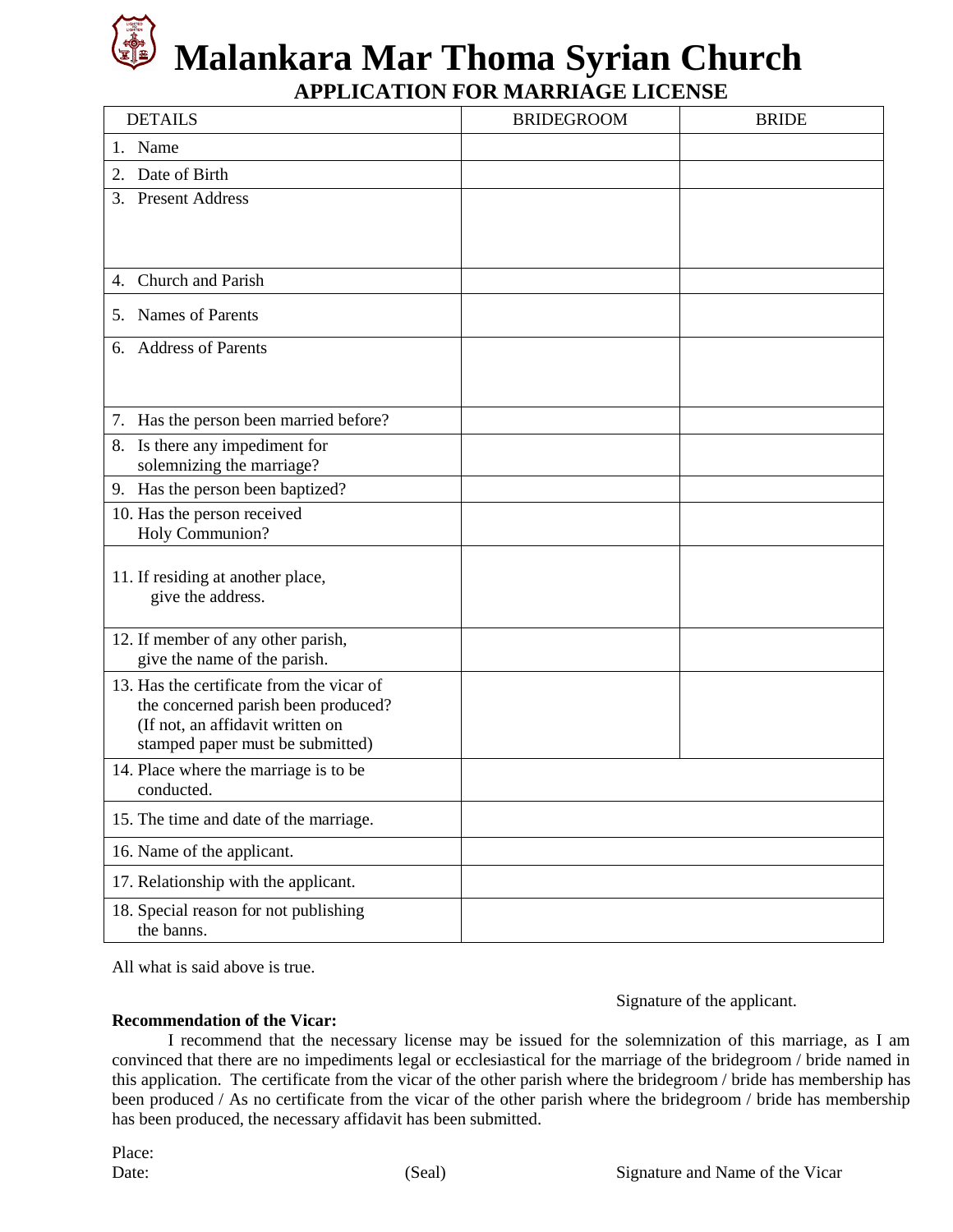# Malankara Mar Thoma Syrian Church

## APPLICATION FOR MARRIAGE LICENSE

| DETAILS | BRIDEGROOM | BRIDE |
|---|---|---|
| 1. Name | | |
| 2. Date of Birth | | |
| 3. Present Address | | |
| 4. Church and Parish | | |
| 5. Names of Parents | | |
| 6. Address of Parents | | |
| 7. Has the person been married before? | | |
| 8. Is there any impediment for solemnizing the marriage? | | |
| 9. Has the person been baptized? | | |
| 10. Has the person received Holy Communion? | | |
| 11. If residing at another place, give the address. | | |
| 12. If member of any other parish, give the name of the parish. | | |
| 13. Has the certificate from the vicar of the concerned parish been produced? (If not, an affidavit written on stamped paper must be submitted) | | |
| 14. Place where the marriage is to be conducted. | | |
| 15. The time and date of the marriage. | | |
| 16. Name of the applicant. | | |
| 17. Relationship with the applicant. | | |
| 18. Special reason for not publishing the banns. | | |

All what is said above is true.

Signature of the applicant.

**Recommendation of the Vicar:**

I recommend that the necessary license may be issued for the solemnization of this marriage, as I am convinced that there are no impediments legal or ecclesiastical for the marriage of the bridegroom / bride named in this application. The certificate from the vicar of the other parish where the bridegroom / bride has membership has been produced / As no certificate from the vicar of the other parish where the bridegroom / bride has membership has been produced, the necessary affidavit has been submitted.

Place:

Date: (Seal) Signature and Name of the Vicar